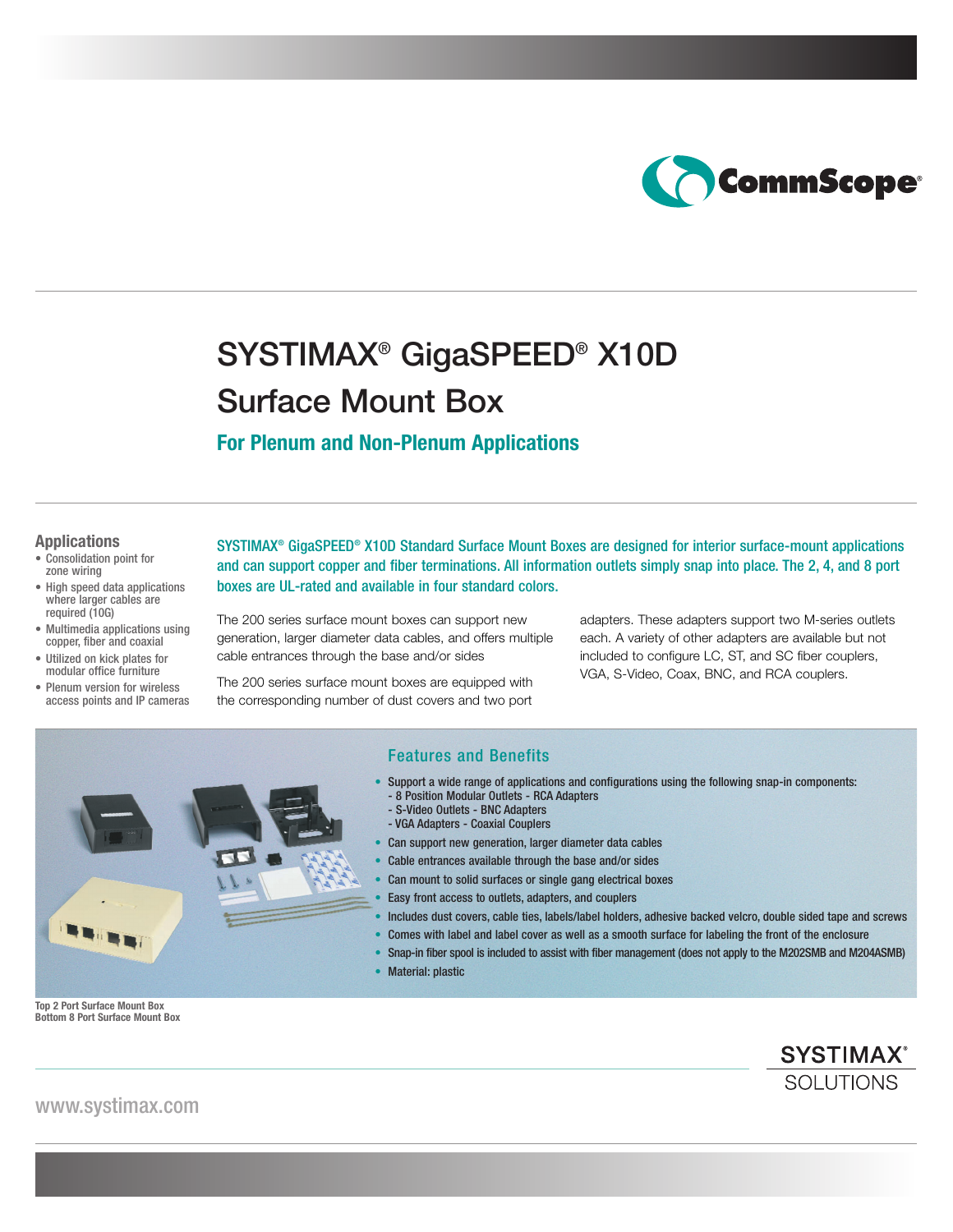# SYSTIMAX® GigaSPEED® X10D Surface Mount Box

## For Plenum and Non-Plenum Applications

### Applications

- Consolidation point for zone wiring
- High speed data applications where larger cables are required (10G)
- Multimedia applications using copper, fiber and coaxial
- Utilized on kick plates for modular office furniture
- Plenum version for wireless access points and IP cameras

**SYSTIMAX® GigaSPEED® X10D Standard Surface Mount Boxes are designed for interior surface-mount applications and can support copper and fiber terminations. All information outlets simply snap into place. The 2, 4, and 8 port boxes are UL-rated and available in four standard colors.**

The 200 series surface mount boxes can support new generation, larger diameter data cables, and offers multiple cable entrances through the base and/or sides

The 200 series surface mount boxes are equipped with the corresponding number of dust covers and two port adapters. These adapters support two M-series outlets each. A variety of other adapters are available but not included to configure LC, ST, and SC fiber couplers, VGA, S-Video, Coax, BNC, and RCA couplers.

### Features and Benefits

- Support a wide range of applications and configurations using the following snap-in components:
  - 8 Position Modular Outlets - RCA Adapters
  - S-Video Outlets - BNC Adapters
  - VGA Adapters - Coaxial Couplers
- Can support new generation, larger diameter data cables
- Cable entrances available through the base and/or sides
- Can mount to solid surfaces or single gang electrical boxes
- Easy front access to outlets, adapters, and couplers
- Includes dust covers, cable ties, labels/label holders, adhesive backed velcro, double sided tape and screws
- Comes with label and label cover as well as a smooth surface for labeling the front of the enclosure
- Snap-in fiber spool is included to assist with fiber management (does not apply to the M202SMB and M204ASMB)
- Material: plastic

Top 2 Port Surface Mount Box
Bottom 8 Port Surface Mount Box

www.systimax.com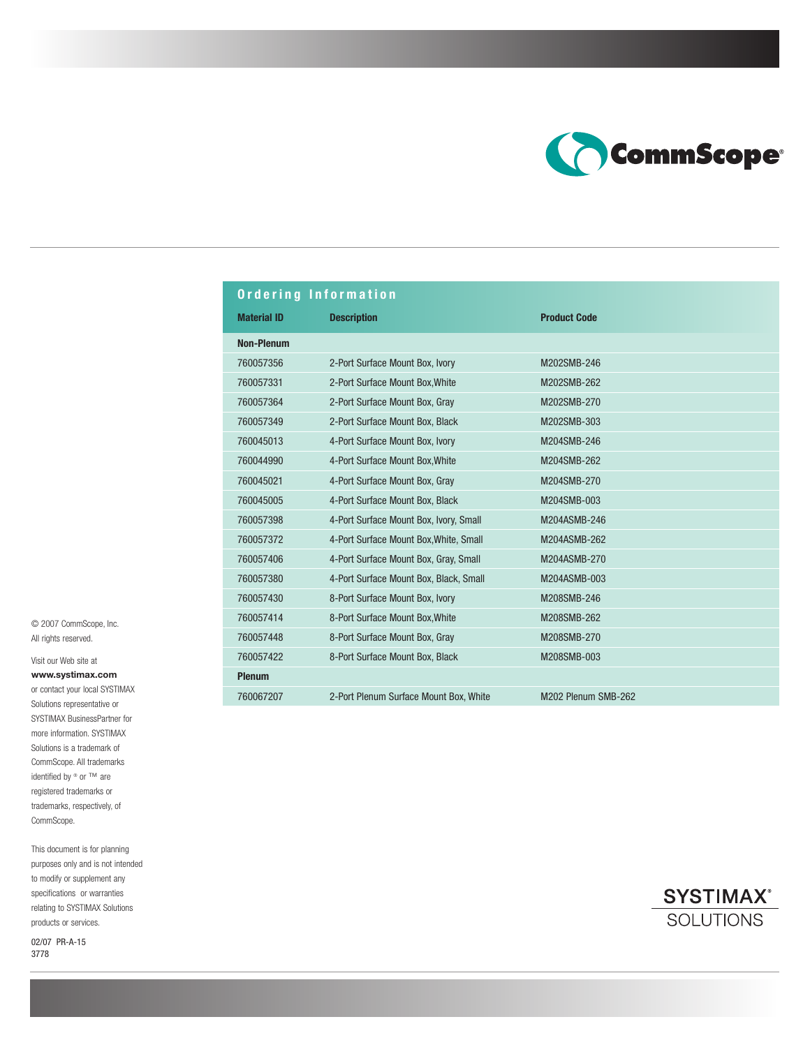## Ordering Information

| Material ID | Description | Product Code |
|---|---|---|
| **Non-Plenum** | | |
| 760057356 | 2-Port Surface Mount Box, Ivory | M202SMB-246 |
| 760057331 | 2-Port Surface Mount Box,White | M202SMB-262 |
| 760057364 | 2-Port Surface Mount Box, Gray | M202SMB-270 |
| 760057349 | 2-Port Surface Mount Box, Black | M202SMB-303 |
| 760045013 | 4-Port Surface Mount Box, Ivory | M204SMB-246 |
| 760044990 | 4-Port Surface Mount Box,White | M204SMB-262 |
| 760045021 | 4-Port Surface Mount Box, Gray | M204SMB-270 |
| 760045005 | 4-Port Surface Mount Box, Black | M204SMB-003 |
| 760057398 | 4-Port Surface Mount Box, Ivory, Small | M204ASMB-246 |
| 760057372 | 4-Port Surface Mount Box,White, Small | M204ASMB-262 |
| 760057406 | 4-Port Surface Mount Box, Gray, Small | M204ASMB-270 |
| 760057380 | 4-Port Surface Mount Box, Black, Small | M204ASMB-003 |
| 760057430 | 8-Port Surface Mount Box, Ivory | M208SMB-246 |
| 760057414 | 8-Port Surface Mount Box,White | M208SMB-262 |
| 760057448 | 8-Port Surface Mount Box, Gray | M208SMB-270 |
| 760057422 | 8-Port Surface Mount Box, Black | M208SMB-003 |
| **Plenum** | | |
| 760067207 | 2-Port Plenum Surface Mount Box, White | M202 Plenum SMB-262 |

© 2007 CommScope, Inc. All rights reserved.

Visit our Web site at **www.systimax.com** or contact your local SYSTIMAX Solutions representative or SYSTIMAX BusinessPartner for more information. SYSTIMAX Solutions is a trademark of CommScope. All trademarks identified by ® or ™ are registered trademarks or trademarks, respectively, of CommScope.

This document is for planning purposes only and is not intended to modify or supplement any specifications or warranties relating to SYSTIMAX Solutions products or services.

02/07 PR-A-15
3778